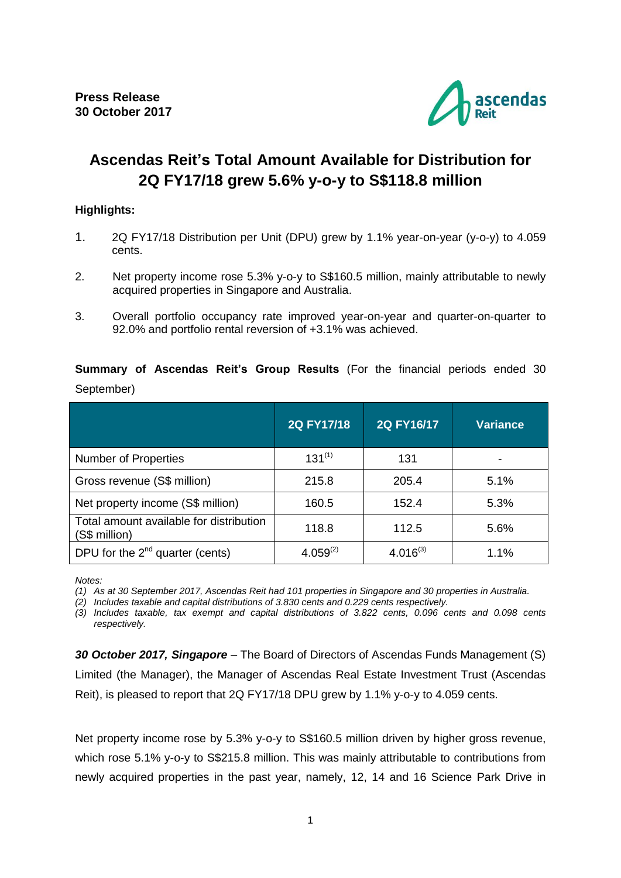**Press Release**
**30 October 2017**

# Ascendas Reit's Total Amount Available for Distribution for 2Q FY17/18 grew 5.6% y-o-y to S$118.8 million

**Highlights:**

1. 2Q FY17/18 Distribution per Unit (DPU) grew by 1.1% year-on-year (y-o-y) to 4.059 cents.
2. Net property income rose 5.3% y-o-y to S$160.5 million, mainly attributable to newly acquired properties in Singapore and Australia.
3. Overall portfolio occupancy rate improved year-on-year and quarter-on-quarter to 92.0% and portfolio rental reversion of +3.1% was achieved.

**Summary of Ascendas Reit's Group Results** (For the financial periods ended 30 September)

| | 2Q FY17/18 | 2Q FY16/17 | Variance |
|---|---|---|---|
| Number of Properties | 131[1] | 131 | - |
| Gross revenue (S$ million) | 215.8 | 205.4 | 5.1% |
| Net property income (S$ million) | 160.5 | 152.4 | 5.3% |
| Total amount available for distribution (S$ million) | 118.8 | 112.5 | 5.6% |
| DPU for the 2nd quarter (cents) | 4.059[2] | 4.016[3] | 1.1% |

*Notes:*

*(1) As at 30 September 2017, Ascendas Reit had 101 properties in Singapore and 30 properties in Australia.*

*(2) Includes taxable and capital distributions of 3.830 cents and 0.229 cents respectively.*

*(3) Includes taxable, tax exempt and capital distributions of 3.822 cents, 0.096 cents and 0.098 cents respectively.*

***30 October 2017, Singapore*** – The Board of Directors of Ascendas Funds Management (S) Limited (the Manager), the Manager of Ascendas Real Estate Investment Trust (Ascendas Reit), is pleased to report that 2Q FY17/18 DPU grew by 1.1% y-o-y to 4.059 cents.

Net property income rose by 5.3% y-o-y to S$160.5 million driven by higher gross revenue, which rose 5.1% y-o-y to S$215.8 million. This was mainly attributable to contributions from newly acquired properties in the past year, namely, 12, 14 and 16 Science Park Drive in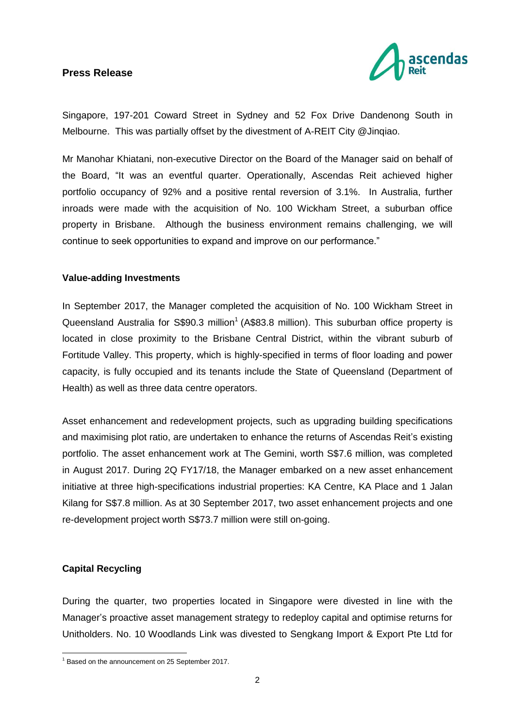Singapore, 197-201 Coward Street in Sydney and 52 Fox Drive Dandenong South in Melbourne. This was partially offset by the divestment of A-REIT City @Jinqiao.

Mr Manohar Khiatani, non-executive Director on the Board of the Manager said on behalf of the Board, "It was an eventful quarter. Operationally, Ascendas Reit achieved higher portfolio occupancy of 92% and a positive rental reversion of 3.1%. In Australia, further inroads were made with the acquisition of No. 100 Wickham Street, a suburban office property in Brisbane. Although the business environment remains challenging, we will continue to seek opportunities to expand and improve on our performance."

**Value-adding Investments**

In September 2017, the Manager completed the acquisition of No. 100 Wickham Street in Queensland Australia for S$90.3 million[1] (A$83.8 million). This suburban office property is located in close proximity to the Brisbane Central District, within the vibrant suburb of Fortitude Valley. This property, which is highly-specified in terms of floor loading and power capacity, is fully occupied and its tenants include the State of Queensland (Department of Health) as well as three data centre operators.

Asset enhancement and redevelopment projects, such as upgrading building specifications and maximising plot ratio, are undertaken to enhance the returns of Ascendas Reit's existing portfolio. The asset enhancement work at The Gemini, worth S$7.6 million, was completed in August 2017. During 2Q FY17/18, the Manager embarked on a new asset enhancement initiative at three high-specifications industrial properties: KA Centre, KA Place and 1 Jalan Kilang for S$7.8 million. As at 30 September 2017, two asset enhancement projects and one re-development project worth S$73.7 million were still on-going.

**Capital Recycling**

During the quarter, two properties located in Singapore were divested in line with the Manager's proactive asset management strategy to redeploy capital and optimise returns for Unitholders. No. 10 Woodlands Link was divested to Sengkang Import & Export Pte Ltd for

[1] Based on the announcement on 25 September 2017.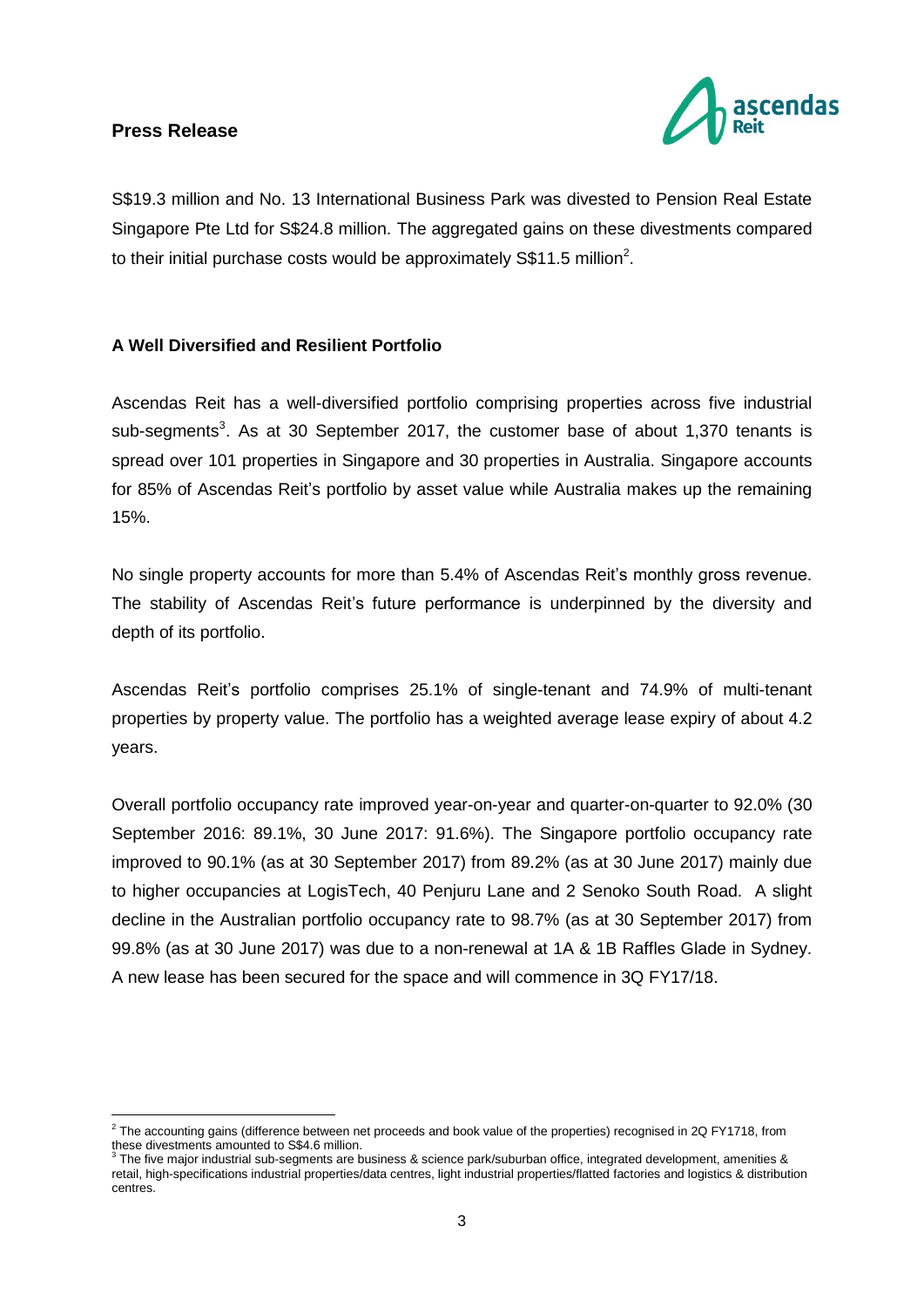S$19.3 million and No. 13 International Business Park was divested to Pension Real Estate Singapore Pte Ltd for S$24.8 million. The aggregated gains on these divestments compared to their initial purchase costs would be approximately S$11.5 million[2].

**A Well Diversified and Resilient Portfolio**

Ascendas Reit has a well-diversified portfolio comprising properties across five industrial sub-segments[3]. As at 30 September 2017, the customer base of about 1,370 tenants is spread over 101 properties in Singapore and 30 properties in Australia. Singapore accounts for 85% of Ascendas Reit's portfolio by asset value while Australia makes up the remaining 15%.

No single property accounts for more than 5.4% of Ascendas Reit's monthly gross revenue. The stability of Ascendas Reit's future performance is underpinned by the diversity and depth of its portfolio.

Ascendas Reit's portfolio comprises 25.1% of single-tenant and 74.9% of multi-tenant properties by property value. The portfolio has a weighted average lease expiry of about 4.2 years.

Overall portfolio occupancy rate improved year-on-year and quarter-on-quarter to 92.0% (30 September 2016: 89.1%, 30 June 2017: 91.6%). The Singapore portfolio occupancy rate improved to 90.1% (as at 30 September 2017) from 89.2% (as at 30 June 2017) mainly due to higher occupancies at LogisTech, 40 Penjuru Lane and 2 Senoko South Road. A slight decline in the Australian portfolio occupancy rate to 98.7% (as at 30 September 2017) from 99.8% (as at 30 June 2017) was due to a non-renewal at 1A & 1B Raffles Glade in Sydney. A new lease has been secured for the space and will commence in 3Q FY17/18.

---

[2] The accounting gains (difference between net proceeds and book value of the properties) recognised in 2Q FY1718, from these divestments amounted to S$4.6 million.

[3] The five major industrial sub-segments are business & science park/suburban office, integrated development, amenities & retail, high-specifications industrial properties/data centres, light industrial properties/flatted factories and logistics & distribution centres.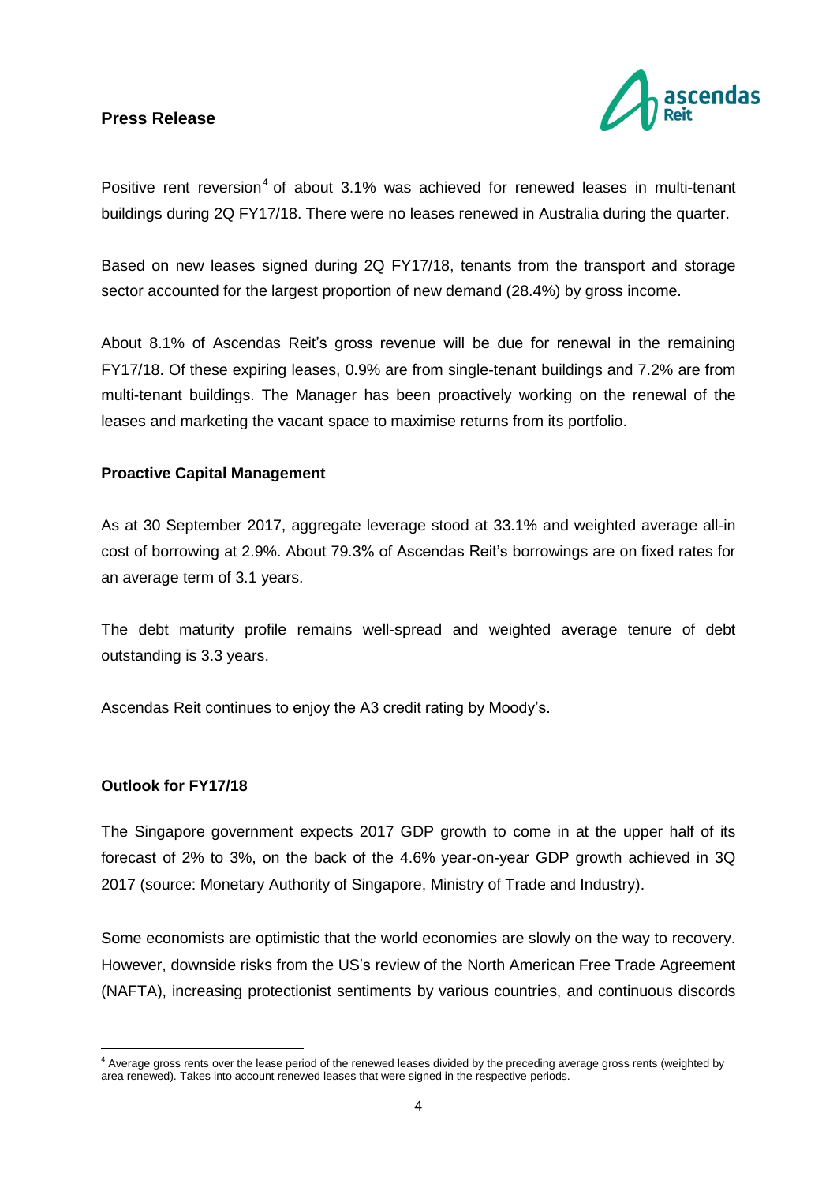Positive rent reversion[4] of about 3.1% was achieved for renewed leases in multi-tenant buildings during 2Q FY17/18. There were no leases renewed in Australia during the quarter.

Based on new leases signed during 2Q FY17/18, tenants from the transport and storage sector accounted for the largest proportion of new demand (28.4%) by gross income.

About 8.1% of Ascendas Reit's gross revenue will be due for renewal in the remaining FY17/18. Of these expiring leases, 0.9% are from single-tenant buildings and 7.2% are from multi-tenant buildings. The Manager has been proactively working on the renewal of the leases and marketing the vacant space to maximise returns from its portfolio.

**Proactive Capital Management**

As at 30 September 2017, aggregate leverage stood at 33.1% and weighted average all-in cost of borrowing at 2.9%. About 79.3% of Ascendas Reit's borrowings are on fixed rates for an average term of 3.1 years.

The debt maturity profile remains well-spread and weighted average tenure of debt outstanding is 3.3 years.

Ascendas Reit continues to enjoy the A3 credit rating by Moody's.

**Outlook for FY17/18**

The Singapore government expects 2017 GDP growth to come in at the upper half of its forecast of 2% to 3%, on the back of the 4.6% year-on-year GDP growth achieved in 3Q 2017 (source: Monetary Authority of Singapore, Ministry of Trade and Industry).

Some economists are optimistic that the world economies are slowly on the way to recovery. However, downside risks from the US's review of the North American Free Trade Agreement (NAFTA), increasing protectionist sentiments by various countries, and continuous discords

[4] Average gross rents over the lease period of the renewed leases divided by the preceding average gross rents (weighted by area renewed). Takes into account renewed leases that were signed in the respective periods.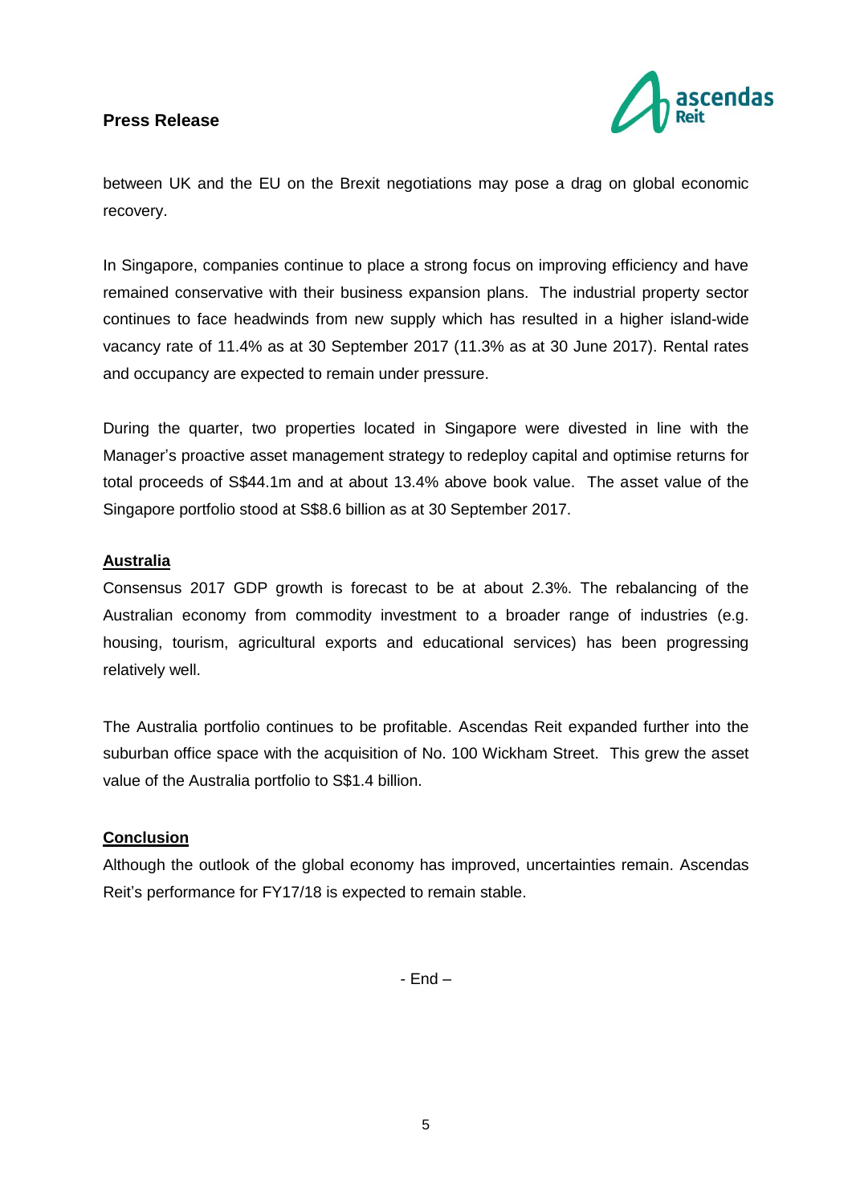between UK and the EU on the Brexit negotiations may pose a drag on global economic recovery.

In Singapore, companies continue to place a strong focus on improving efficiency and have remained conservative with their business expansion plans. The industrial property sector continues to face headwinds from new supply which has resulted in a higher island-wide vacancy rate of 11.4% as at 30 September 2017 (11.3% as at 30 June 2017). Rental rates and occupancy are expected to remain under pressure.

During the quarter, two properties located in Singapore were divested in line with the Manager's proactive asset management strategy to redeploy capital and optimise returns for total proceeds of S$44.1m and at about 13.4% above book value. The asset value of the Singapore portfolio stood at S$8.6 billion as at 30 September 2017.

**Australia**

Consensus 2017 GDP growth is forecast to be at about 2.3%. The rebalancing of the Australian economy from commodity investment to a broader range of industries (e.g. housing, tourism, agricultural exports and educational services) has been progressing relatively well.

The Australia portfolio continues to be profitable. Ascendas Reit expanded further into the suburban office space with the acquisition of No. 100 Wickham Street. This grew the asset value of the Australia portfolio to S$1.4 billion.

**Conclusion**

Although the outlook of the global economy has improved, uncertainties remain. Ascendas Reit's performance for FY17/18 is expected to remain stable.

- End –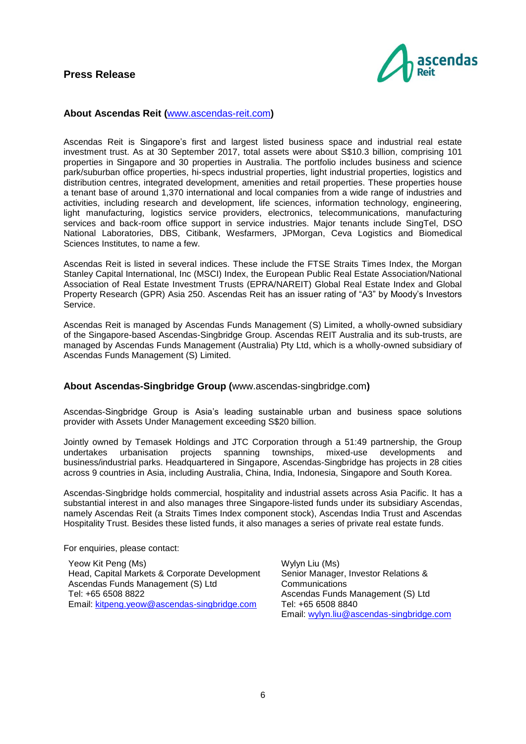**Press Release**

## About Ascendas Reit (www.ascendas-reit.com)

Ascendas Reit is Singapore's first and largest listed business space and industrial real estate investment trust. As at 30 September 2017, total assets were about S$10.3 billion, comprising 101 properties in Singapore and 30 properties in Australia. The portfolio includes business and science park/suburban office properties, hi-specs industrial properties, light industrial properties, logistics and distribution centres, integrated development, amenities and retail properties. These properties house a tenant base of around 1,370 international and local companies from a wide range of industries and activities, including research and development, life sciences, information technology, engineering, light manufacturing, logistics service providers, electronics, telecommunications, manufacturing services and back-room office support in service industries. Major tenants include SingTel, DSO National Laboratories, DBS, Citibank, Wesfarmers, JPMorgan, Ceva Logistics and Biomedical Sciences Institutes, to name a few.

Ascendas Reit is listed in several indices. These include the FTSE Straits Times Index, the Morgan Stanley Capital International, Inc (MSCI) Index, the European Public Real Estate Association/National Association of Real Estate Investment Trusts (EPRA/NAREIT) Global Real Estate Index and Global Property Research (GPR) Asia 250. Ascendas Reit has an issuer rating of "A3" by Moody's Investors Service.

Ascendas Reit is managed by Ascendas Funds Management (S) Limited, a wholly-owned subsidiary of the Singapore-based Ascendas-Singbridge Group. Ascendas REIT Australia and its sub-trusts, are managed by Ascendas Funds Management (Australia) Pty Ltd, which is a wholly-owned subsidiary of Ascendas Funds Management (S) Limited.

## About Ascendas-Singbridge Group (www.ascendas-singbridge.com)

Ascendas-Singbridge Group is Asia's leading sustainable urban and business space solutions provider with Assets Under Management exceeding S$20 billion.

Jointly owned by Temasek Holdings and JTC Corporation through a 51:49 partnership, the Group undertakes urbanisation projects spanning townships, mixed-use developments and business/industrial parks. Headquartered in Singapore, Ascendas-Singbridge has projects in 28 cities across 9 countries in Asia, including Australia, China, India, Indonesia, Singapore and South Korea.

Ascendas-Singbridge holds commercial, hospitality and industrial assets across Asia Pacific. It has a substantial interest in and also manages three Singapore-listed funds under its subsidiary Ascendas, namely Ascendas Reit (a Straits Times Index component stock), Ascendas India Trust and Ascendas Hospitality Trust. Besides these listed funds, it also manages a series of private real estate funds.

For enquiries, please contact:

Yeow Kit Peng (Ms)
Head, Capital Markets & Corporate Development
Ascendas Funds Management (S) Ltd
Tel: +65 6508 8822
Email: kitpeng.yeow@ascendas-singbridge.com

Wylyn Liu (Ms)
Senior Manager, Investor Relations & Communications
Ascendas Funds Management (S) Ltd
Tel: +65 6508 8840
Email: wylyn.liu@ascendas-singbridge.com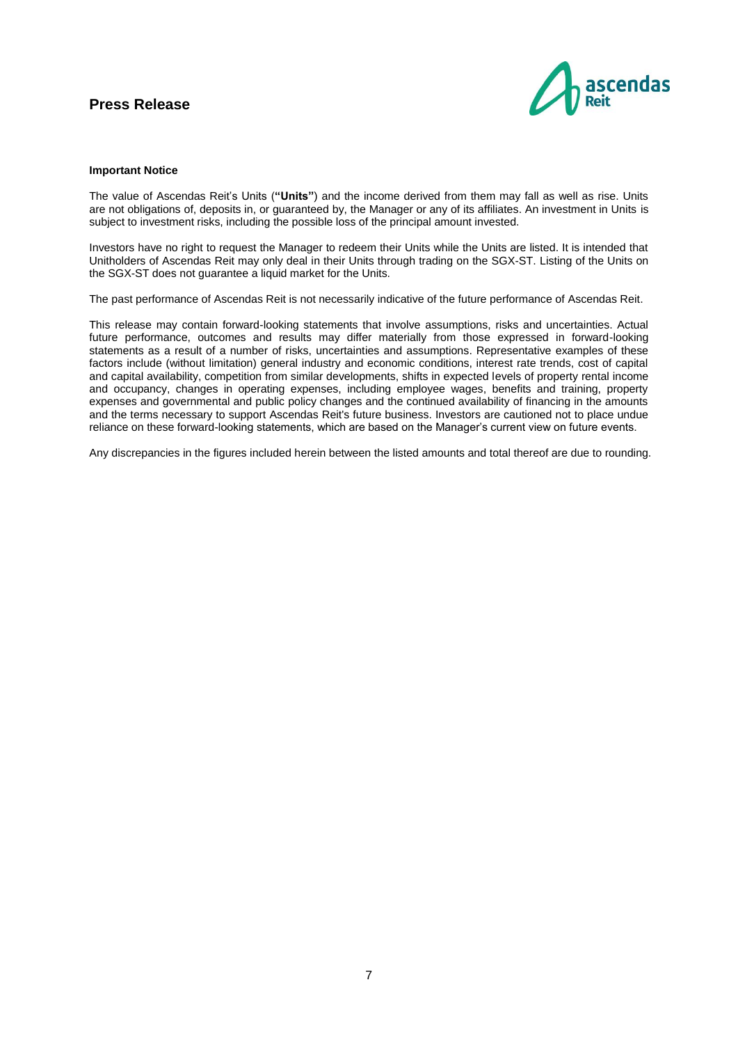**Important Notice**

The value of Ascendas Reit's Units (**"Units"**) and the income derived from them may fall as well as rise. Units are not obligations of, deposits in, or guaranteed by, the Manager or any of its affiliates. An investment in Units is subject to investment risks, including the possible loss of the principal amount invested.

Investors have no right to request the Manager to redeem their Units while the Units are listed. It is intended that Unitholders of Ascendas Reit may only deal in their Units through trading on the SGX-ST. Listing of the Units on the SGX-ST does not guarantee a liquid market for the Units.

The past performance of Ascendas Reit is not necessarily indicative of the future performance of Ascendas Reit.

This release may contain forward-looking statements that involve assumptions, risks and uncertainties. Actual future performance, outcomes and results may differ materially from those expressed in forward-looking statements as a result of a number of risks, uncertainties and assumptions. Representative examples of these factors include (without limitation) general industry and economic conditions, interest rate trends, cost of capital and capital availability, competition from similar developments, shifts in expected levels of property rental income and occupancy, changes in operating expenses, including employee wages, benefits and training, property expenses and governmental and public policy changes and the continued availability of financing in the amounts and the terms necessary to support Ascendas Reit's future business. Investors are cautioned not to place undue reliance on these forward-looking statements, which are based on the Manager's current view on future events.

Any discrepancies in the figures included herein between the listed amounts and total thereof are due to rounding.